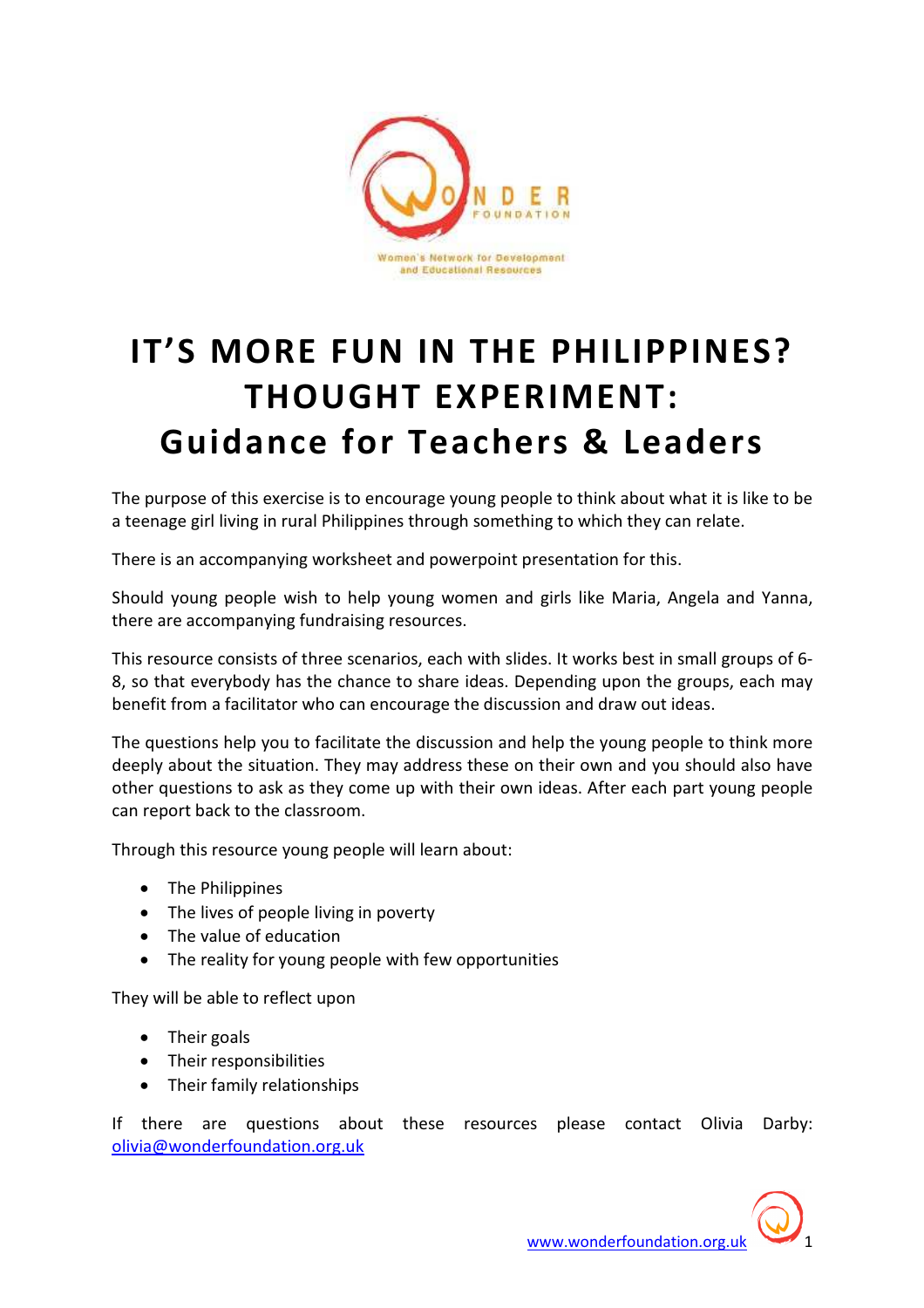# IT'S MORE FUN IN THE PHILIPPINES? THOUGHT EXPERIMENT: Guidance for Teachers & Leaders

The purpose of this exercise is to encourage young people to think about what it is like to be a teenage girl living in rural Philippines through something to which they can relate.

There is an accompanying worksheet and powerpoint presentation for this.

Should young people wish to help young women and girls like Maria, Angela and Yanna, there are accompanying fundraising resources.

This resource consists of three scenarios, each with slides. It works best in small groups of 6-8, so that everybody has the chance to share ideas. Depending upon the groups, each may benefit from a facilitator who can encourage the discussion and draw out ideas.

The questions help you to facilitate the discussion and help the young people to think more deeply about the situation. They may address these on their own and you should also have other questions to ask as they come up with their own ideas. After each part young people can report back to the classroom.

Through this resource young people will learn about:

- The Philippines
- The lives of people living in poverty
- The value of education
- The reality for young people with few opportunities

They will be able to reflect upon

- Their goals
- Their responsibilities
- Their family relationships

If there are questions about these resources please contact Olivia Darby: olivia@wonderfoundation.org.uk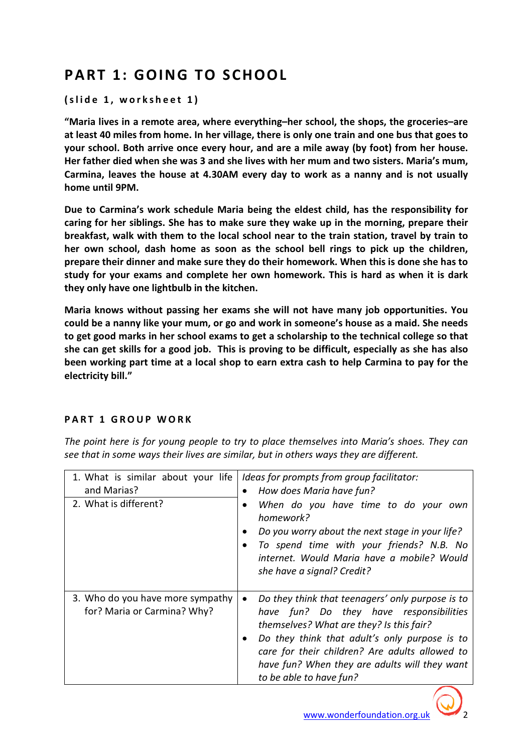# PART 1: GOING TO SCHOOL

**(slide 1, worksheet 1)**

**"Maria lives in a remote area, where everything–her school, the shops, the groceries–are at least 40 miles from home. In her village, there is only one train and one bus that goes to your school. Both arrive once every hour, and are a mile away (by foot) from her house. Her father died when she was 3 and she lives with her mum and two sisters. Maria's mum, Carmina, leaves the house at 4.30AM every day to work as a nanny and is not usually home until 9PM.**

**Due to Carmina's work schedule Maria being the eldest child, has the responsibility for caring for her siblings. She has to make sure they wake up in the morning, prepare their breakfast, walk with them to the local school near to the train station, travel by train to her own school, dash home as soon as the school bell rings to pick up the children, prepare their dinner and make sure they do their homework. When this is done she has to study for your exams and complete her own homework. This is hard as when it is dark they only have one lightbulb in the kitchen.**

**Maria knows without passing her exams she will not have many job opportunities. You could be a nanny like your mum, or go and work in someone's house as a maid. She needs to get good marks in her school exams to get a scholarship to the technical college so that she can get skills for a good job. This is proving to be difficult, especially as she has also been working part time at a local shop to earn extra cash to help Carmina to pay for the electricity bill."**

## PART 1 GROUP WORK

*The point here is for young people to try to place themselves into Maria's shoes. They can see that in some ways their lives are similar, but in others ways they are different.*

| Questions | Prompts |
|---|---|
| 1. What is similar about your life and Marias?<br>2. What is different? | *Ideas for prompts from group facilitator:*<br>• *How does Maria have fun?*<br>• *When do you have time to do your own homework?*<br>• *Do you worry about the next stage in your life?*<br>• *To spend time with your friends? N.B. No internet. Would Maria have a mobile? Would she have a signal? Credit?* |
| 3. Who do you have more sympathy for? Maria or Carmina? Why? | • *Do they think that teenagers' only purpose is to have fun? Do they have responsibilities themselves? What are they? Is this fair?*<br>• *Do they think that adult's only purpose is to care for their children? Are adults allowed to have fun? When they are adults will they want to be able to have fun?* |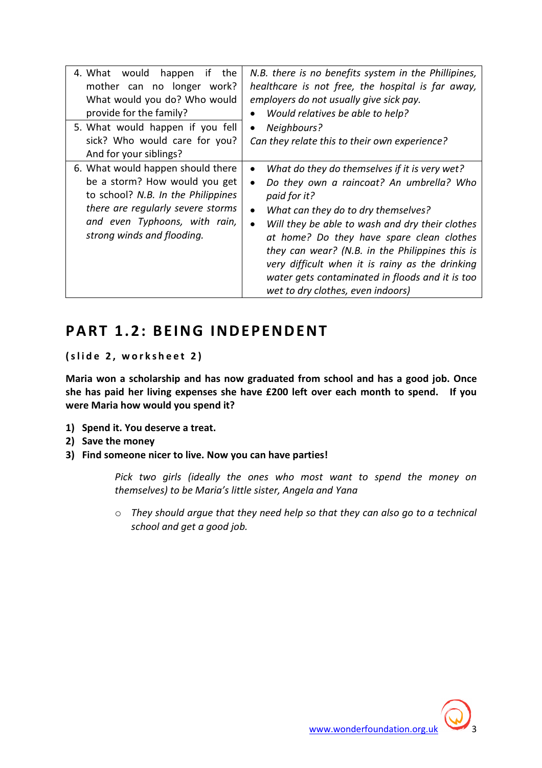| | |
|---|---|
| 4. What would happen if the mother can no longer work? What would you do? Who would provide for the family?<br>5. What would happen if you fell sick? Who would care for you? And for your siblings? | *N.B. there is no benefits system in the Phillipines, healthcare is not free, the hospital is far away, employers do not usually give sick pay.*<br>• *Would relatives be able to help?*<br>• *Neighbours?*<br>*Can they relate this to their own experience?* |
| 6. What would happen should there be a storm? How would you get to school? *N.B. In the Philippines there are regularly severe storms and even Typhoons, with rain, strong winds and flooding.* | • *What do they do themselves if it is very wet?*<br>• *Do they own a raincoat? An umbrella? Who paid for it?*<br>• *What can they do to dry themselves?*<br>• *Will they be able to wash and dry their clothes at home? Do they have spare clean clothes they can wear? (N.B. in the Philippines this is very difficult when it is rainy as the drinking water gets contaminated in floods and it is too wet to dry clothes, even indoors)* |

## PART 1.2: BEING INDEPENDENT

**(slide 2, worksheet 2)**

**Maria won a scholarship and has now graduated from school and has a good job. Once she has paid her living expenses she have £200 left over each month to spend. If you were Maria how would you spend it?**

1) **Spend it. You deserve a treat.**
2) **Save the money**
3) **Find someone nicer to live. Now you can have parties!**

*Pick two girls (ideally the ones who most want to spend the money on themselves) to be Maria's little sister, Angela and Yana*

- *They should argue that they need help so that they can also go to a technical school and get a good job.*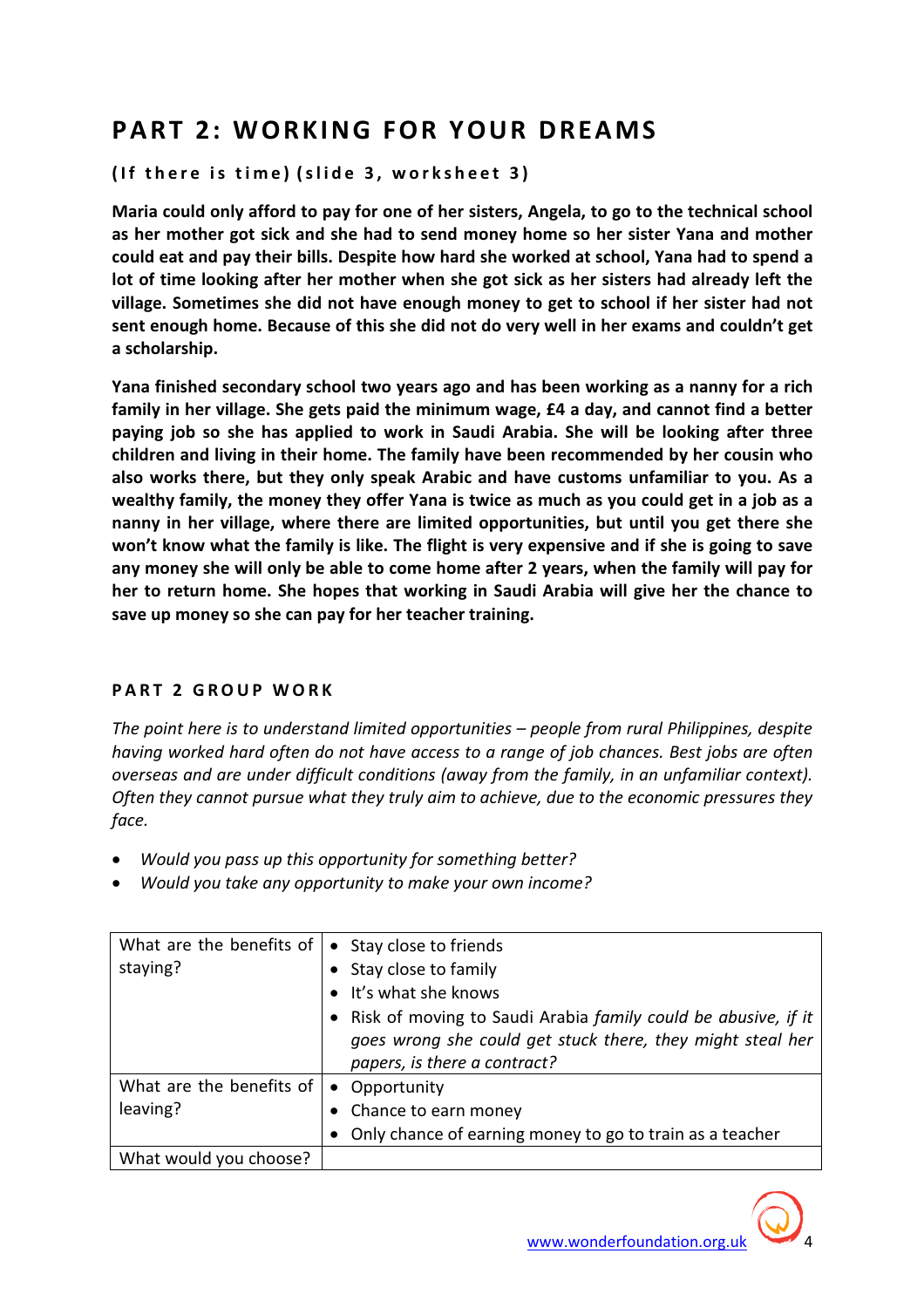# PART 2: WORKING FOR YOUR DREAMS

**(If there is time) (slide 3, worksheet 3)**

**Maria could only afford to pay for one of her sisters, Angela, to go to the technical school as her mother got sick and she had to send money home so her sister Yana and mother could eat and pay their bills. Despite how hard she worked at school, Yana had to spend a lot of time looking after her mother when she got sick as her sisters had already left the village. Sometimes she did not have enough money to get to school if her sister had not sent enough home. Because of this she did not do very well in her exams and couldn't get a scholarship.**

**Yana finished secondary school two years ago and has been working as a nanny for a rich family in her village. She gets paid the minimum wage, £4 a day, and cannot find a better paying job so she has applied to work in Saudi Arabia. She will be looking after three children and living in their home. The family have been recommended by her cousin who also works there, but they only speak Arabic and have customs unfamiliar to you. As a wealthy family, the money they offer Yana is twice as much as you could get in a job as a nanny in her village, where there are limited opportunities, but until you get there she won't know what the family is like. The flight is very expensive and if she is going to save any money she will only be able to come home after 2 years, when the family will pay for her to return home. She hopes that working in Saudi Arabia will give her the chance to save up money so she can pay for her teacher training.**

## PART 2 GROUP WORK

*The point here is to understand limited opportunities – people from rural Philippines, despite having worked hard often do not have access to a range of job chances. Best jobs are often overseas and are under difficult conditions (away from the family, in an unfamiliar context). Often they cannot pursue what they truly aim to achieve, due to the economic pressures they face.*

- *Would you pass up this opportunity for something better?*
- *Would you take any opportunity to make your own income?*

| | |
|---|---|
| What are the benefits of staying? | • Stay close to friends<br>• Stay close to family<br>• It's what she knows<br>• Risk of moving to Saudi Arabia *family could be abusive, if it goes wrong she could get stuck there, they might steal her papers, is there a contract?* |
| What are the benefits of leaving? | • Opportunity<br>• Chance to earn money<br>• Only chance of earning money to go to train as a teacher |
| What would you choose? | |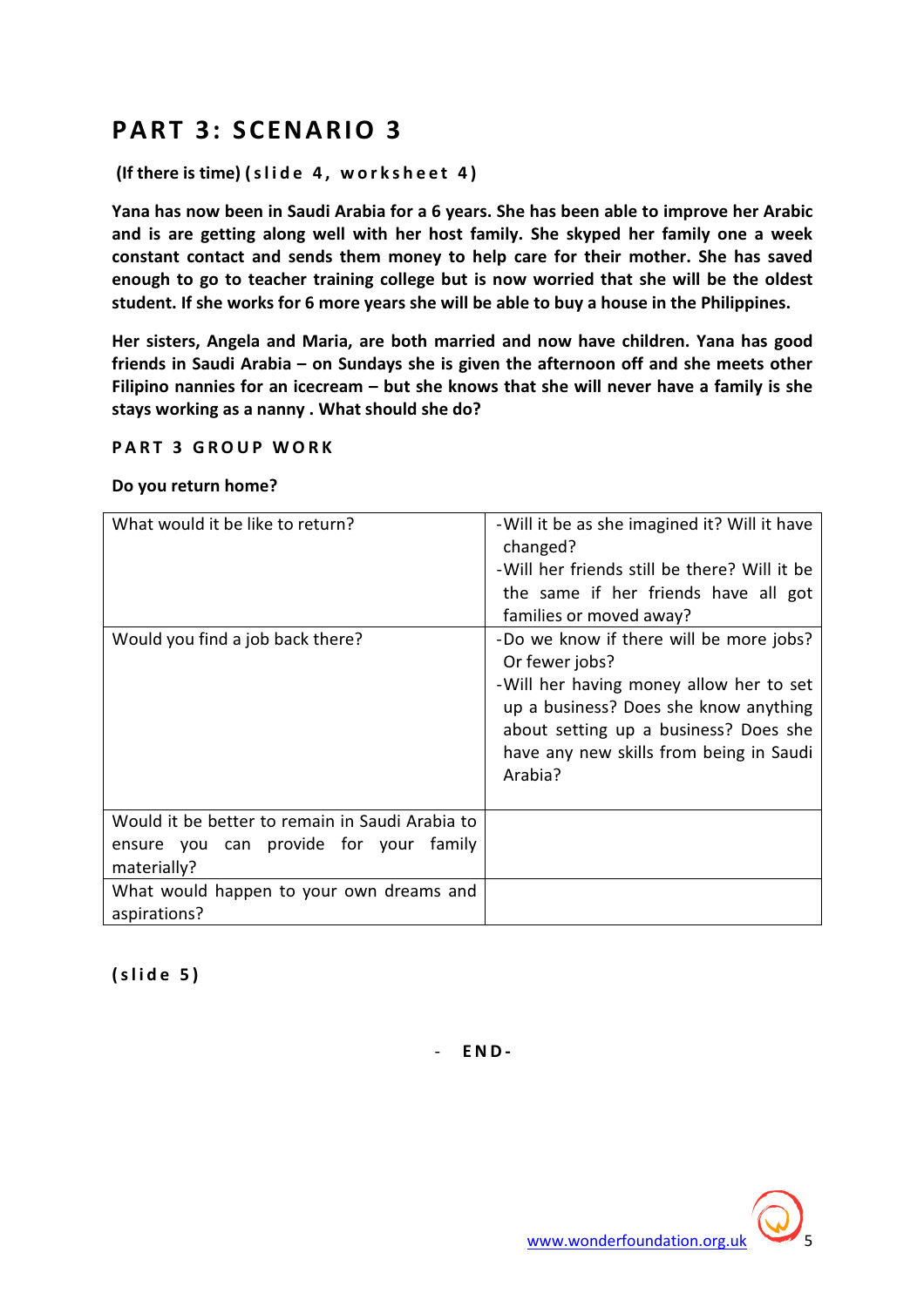# PART 3: SCENARIO 3

**(If there is time) (slide 4, worksheet 4)**

**Yana has now been in Saudi Arabia for a 6 years. She has been able to improve her Arabic and is are getting along well with her host family. She skyped her family one a week constant contact and sends them money to help care for their mother. She has saved enough to go to teacher training college but is now worried that she will be the oldest student. If she works for 6 more years she will be able to buy a house in the Philippines.**

**Her sisters, Angela and Maria, are both married and now have children. Yana has good friends in Saudi Arabia – on Sundays she is given the afternoon off and she meets other Filipino nannies for an icecream – but she knows that she will never have a family is she stays working as a nanny . What should she do?**

**PART 3 GROUP WORK**

**Do you return home?**

| | |
|---|---|
| What would it be like to return? | -Will it be as she imagined it? Will it have changed?<br>-Will her friends still be there? Will it be the same if her friends have all got families or moved away? |
| Would you find a job back there? | -Do we know if there will be more jobs? Or fewer jobs?<br>-Will her having money allow her to set up a business? Does she know anything about setting up a business? Does she have any new skills from being in Saudi Arabia? |
| Would it be better to remain in Saudi Arabia to ensure you can provide for your family materially? | |
| What would happen to your own dreams and aspirations? | |

**(slide 5)**

- **END-**

[www.wonderfoundation.org.uk](http://www.wonderfoundation.org.uk)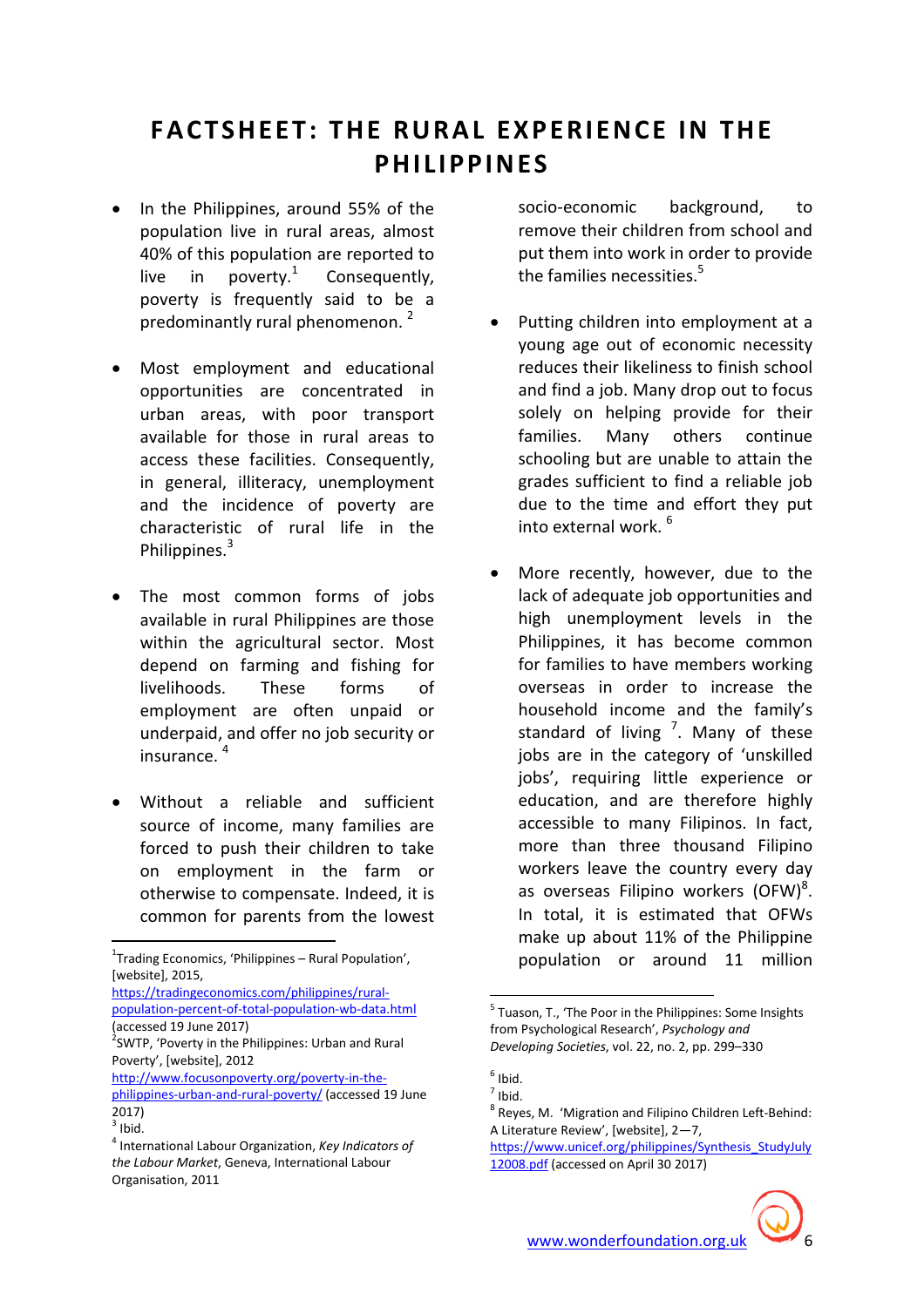# FACTSHEET: THE RURAL EXPERIENCE IN THE PHILIPPINES

- In the Philippines, around 55% of the population live in rural areas, almost 40% of this population are reported to live in poverty.[1] Consequently, poverty is frequently said to be a predominantly rural phenomenon. [2]

- Most employment and educational opportunities are concentrated in urban areas, with poor transport available for those in rural areas to access these facilities. Consequently, in general, illiteracy, unemployment and the incidence of poverty are characteristic of rural life in the Philippines.[3]

- The most common forms of jobs available in rural Philippines are those within the agricultural sector. Most depend on farming and fishing for livelihoods. These forms of employment are often unpaid or underpaid, and offer no job security or insurance. [4]

- Without a reliable and sufficient source of income, many families are forced to push their children to take on employment in the farm or otherwise to compensate. Indeed, it is common for parents from the lowest socio-economic background, to remove their children from school and put them into work in order to provide the families necessities.[5]

- Putting children into employment at a young age out of economic necessity reduces their likeliness to finish school and find a job. Many drop out to focus solely on helping provide for their families. Many others continue schooling but are unable to attain the grades sufficient to find a reliable job due to the time and effort they put into external work. [6]

- More recently, however, due to the lack of adequate job opportunities and high unemployment levels in the Philippines, it has become common for families to have members working overseas in order to increase the household income and the family's standard of living [7]. Many of these jobs are in the category of 'unskilled jobs', requiring little experience or education, and are therefore highly accessible to many Filipinos. In fact, more than three thousand Filipino workers leave the country every day as overseas Filipino workers (OFW)[8]. In total, it is estimated that OFWs make up about 11% of the Philippine population or around 11 million

---

[1] Trading Economics, 'Philippines – Rural Population', [website], 2015, https://tradingeconomics.com/philippines/rural-population-percent-of-total-population-wb-data.html (accessed 19 June 2017)

[2] SWTP, 'Poverty in the Philippines: Urban and Rural Poverty', [website], 2012 http://www.focusonpoverty.org/poverty-in-the-philippines-urban-and-rural-poverty/ (accessed 19 June 2017)

[3] Ibid.

[4] International Labour Organization, *Key Indicators of the Labour Market*, Geneva, International Labour Organisation, 2011

[5] Tuason, T., 'The Poor in the Philippines: Some Insights from Psychological Research', *Psychology and Developing Societies*, vol. 22, no. 2, pp. 299–330

[6] Ibid.

[7] Ibid.

[8] Reyes, M. 'Migration and Filipino Children Left-Behind: A Literature Review', [website], 2—7, https://www.unicef.org/philippines/Synthesis_StudyJuly12008.pdf (accessed on April 30 2017)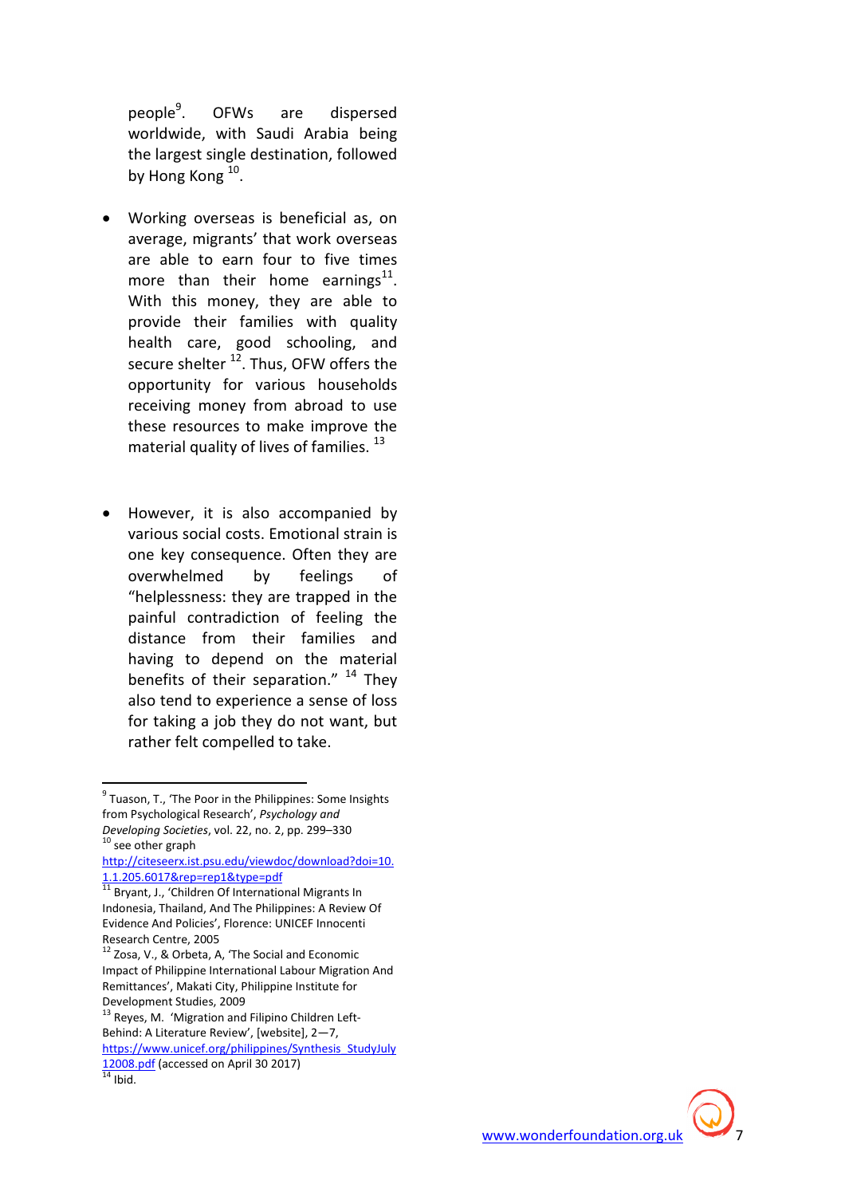people[9]. OFWs are dispersed worldwide, with Saudi Arabia being the largest single destination, followed by Hong Kong [10].

- Working overseas is beneficial as, on average, migrants' that work overseas are able to earn four to five times more than their home earnings[11]. With this money, they are able to provide their families with quality health care, good schooling, and secure shelter [12]. Thus, OFW offers the opportunity for various households receiving money from abroad to use these resources to make improve the material quality of lives of families. [13]

- However, it is also accompanied by various social costs. Emotional strain is one key consequence. Often they are overwhelmed by feelings of "helplessness: they are trapped in the painful contradiction of feeling the distance from their families and having to depend on the material benefits of their separation." [14] They also tend to experience a sense of loss for taking a job they do not want, but rather felt compelled to take.

---

[9] Tuason, T., 'The Poor in the Philippines: Some Insights from Psychological Research', *Psychology and Developing Societies*, vol. 22, no. 2, pp. 299–330

[10] see other graph http://citeseerx.ist.psu.edu/viewdoc/download?doi=10.1.1.205.6017&rep=rep1&type=pdf

[11] Bryant, J., 'Children Of International Migrants In Indonesia, Thailand, And The Philippines: A Review Of Evidence And Policies', Florence: UNICEF Innocenti Research Centre, 2005

[12] Zosa, V., & Orbeta, A, 'The Social and Economic Impact of Philippine International Labour Migration And Remittances', Makati City, Philippine Institute for Development Studies, 2009

[13] Reyes, M. 'Migration and Filipino Children Left-Behind: A Literature Review', [website], 2—7, https://www.unicef.org/philippines/Synthesis_StudyJuly12008.pdf (accessed on April 30 2017)

[14] Ibid.